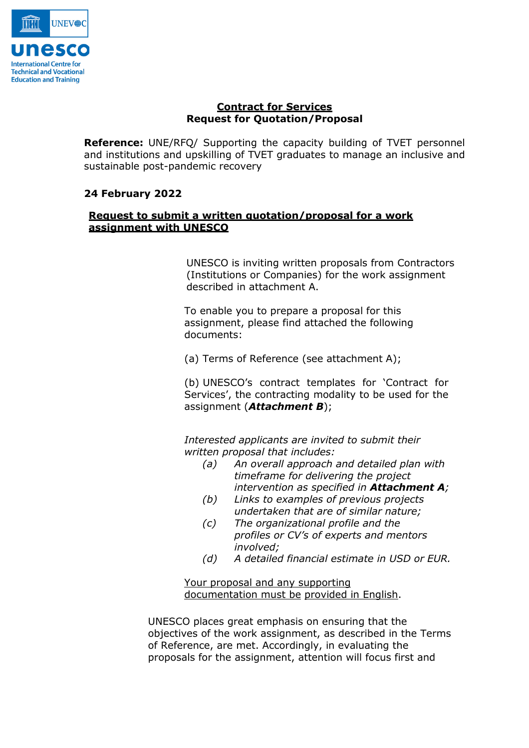UNEVOC

unesco

International Centre for Technical and Vocational Education and Training

**<u>Contract for Services</u>**
**Request for Quotation/Proposal**

**Reference:** UNE/RFQ/ Supporting the capacity building of TVET personnel and institutions and upskilling of TVET graduates to manage an inclusive and sustainable post-pandemic recovery

**24 February 2022**

**<u>Request to submit a written quotation/proposal for a work assignment with UNESCO</u>**

UNESCO is inviting written proposals from Contractors (Institutions or Companies) for the work assignment described in attachment A.

To enable you to prepare a proposal for this assignment, please find attached the following documents:

(a) Terms of Reference (see attachment A);

(b) UNESCO's contract templates for 'Contract for Services', the contracting modality to be used for the assignment (***Attachment B***);

*Interested applicants are invited to submit their written proposal that includes:*

- *(a) An overall approach and detailed plan with timeframe for delivering the project intervention as specified in* ***Attachment A****;*
- *(b) Links to examples of previous projects undertaken that are of similar nature;*
- *(c) The organizational profile and the profiles or CV's of experts and mentors involved;*
- *(d) A detailed financial estimate in USD or EUR.*

<u>Your proposal and any supporting documentation must be provided in English</u>.

UNESCO places great emphasis on ensuring that the objectives of the work assignment, as described in the Terms of Reference, are met. Accordingly, in evaluating the proposals for the assignment, attention will focus first and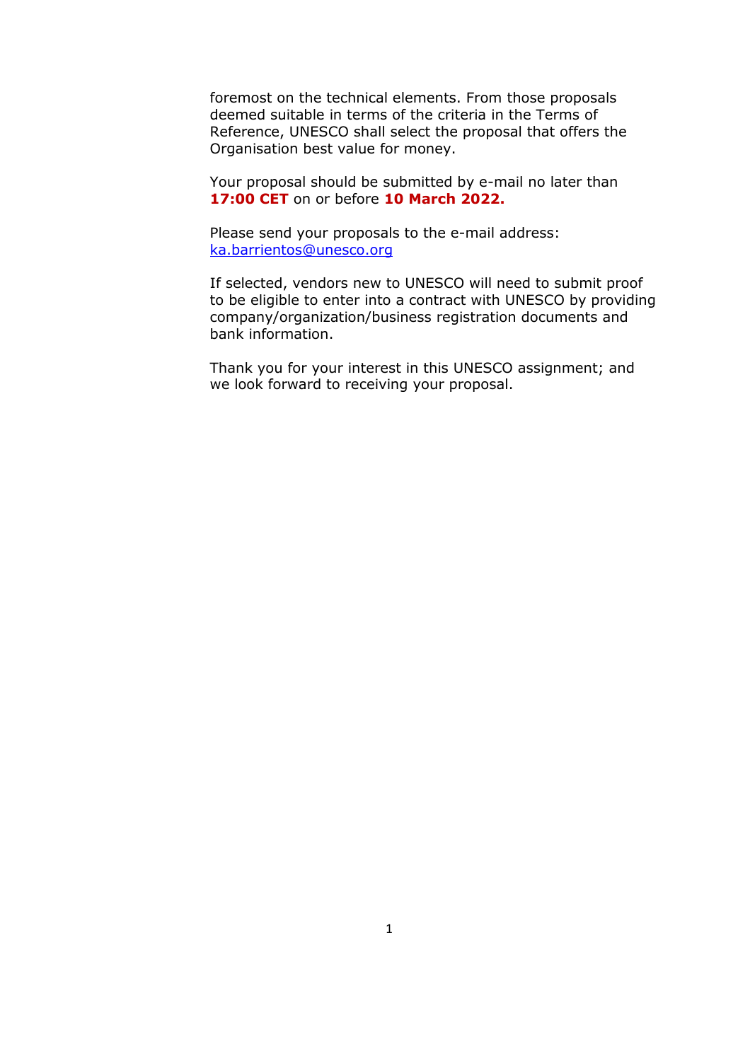foremost on the technical elements. From those proposals deemed suitable in terms of the criteria in the Terms of Reference, UNESCO shall select the proposal that offers the Organisation best value for money.

Your proposal should be submitted by e-mail no later than **17:00 CET** on or before **10 March 2022.**

Please send your proposals to the e-mail address: [ka.barrientos@unesco.org](mailto:ka.barrientos@unesco.org)

If selected, vendors new to UNESCO will need to submit proof to be eligible to enter into a contract with UNESCO by providing company/organization/business registration documents and bank information.

Thank you for your interest in this UNESCO assignment; and we look forward to receiving your proposal.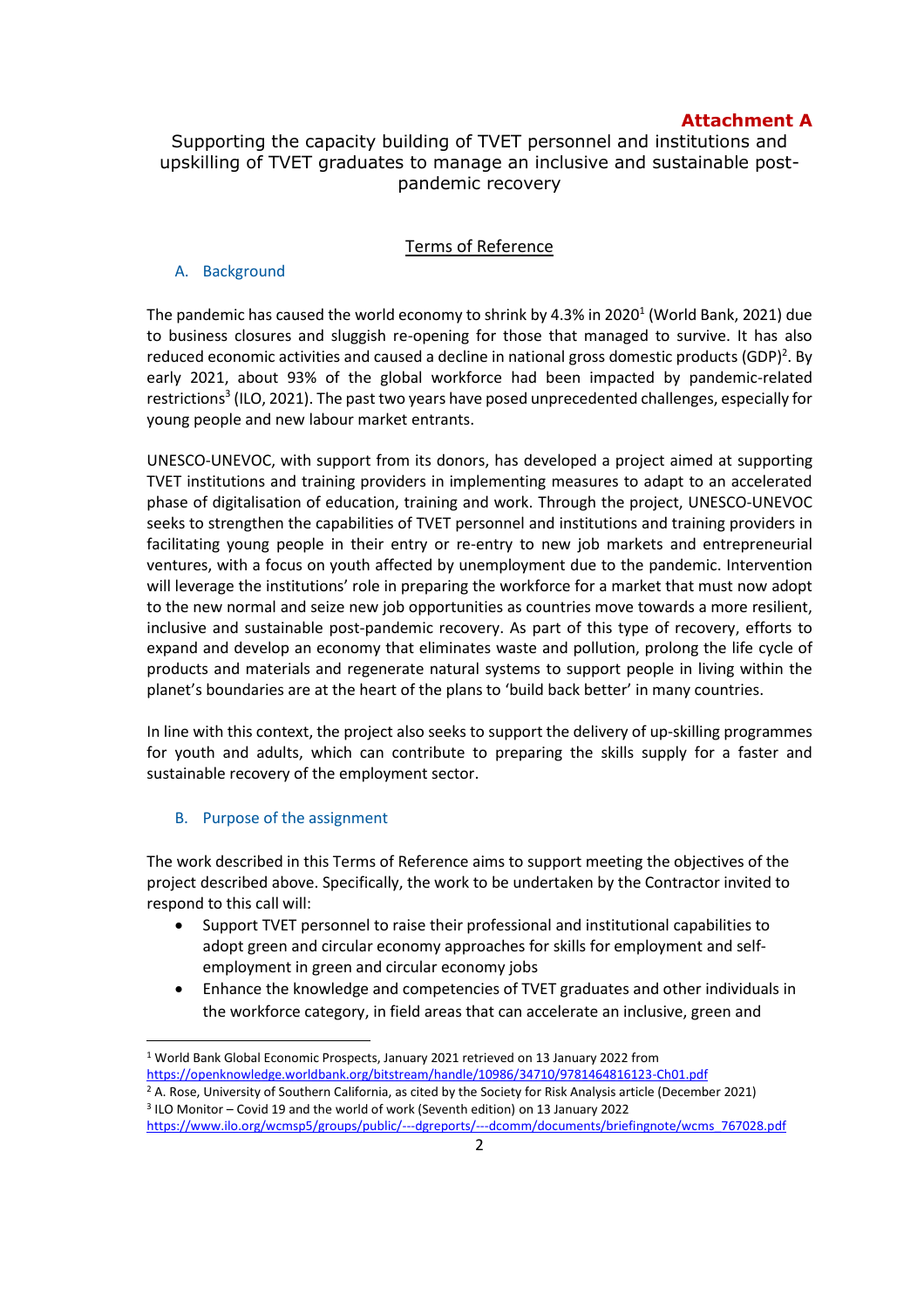**Attachment A**

Supporting the capacity building of TVET personnel and institutions and upskilling of TVET graduates to manage an inclusive and sustainable post-pandemic recovery

## Terms of Reference

### A. Background

The pandemic has caused the world economy to shrink by 4.3% in 2020[1] (World Bank, 2021) due to business closures and sluggish re-opening for those that managed to survive. It has also reduced economic activities and caused a decline in national gross domestic products (GDP)[2]. By early 2021, about 93% of the global workforce had been impacted by pandemic-related restrictions[3] (ILO, 2021). The past two years have posed unprecedented challenges, especially for young people and new labour market entrants.

UNESCO-UNEVOC, with support from its donors, has developed a project aimed at supporting TVET institutions and training providers in implementing measures to adapt to an accelerated phase of digitalisation of education, training and work. Through the project, UNESCO-UNEVOC seeks to strengthen the capabilities of TVET personnel and institutions and training providers in facilitating young people in their entry or re-entry to new job markets and entrepreneurial ventures, with a focus on youth affected by unemployment due to the pandemic. Intervention will leverage the institutions' role in preparing the workforce for a market that must now adopt to the new normal and seize new job opportunities as countries move towards a more resilient, inclusive and sustainable post-pandemic recovery. As part of this type of recovery, efforts to expand and develop an economy that eliminates waste and pollution, prolong the life cycle of products and materials and regenerate natural systems to support people in living within the planet's boundaries are at the heart of the plans to 'build back better' in many countries.

In line with this context, the project also seeks to support the delivery of up-skilling programmes for youth and adults, which can contribute to preparing the skills supply for a faster and sustainable recovery of the employment sector.

### B. Purpose of the assignment

The work described in this Terms of Reference aims to support meeting the objectives of the project described above. Specifically, the work to be undertaken by the Contractor invited to respond to this call will:

- Support TVET personnel to raise their professional and institutional capabilities to adopt green and circular economy approaches for skills for employment and self-employment in green and circular economy jobs
- Enhance the knowledge and competencies of TVET graduates and other individuals in the workforce category, in field areas that can accelerate an inclusive, green and

---

[1] World Bank Global Economic Prospects, January 2021 retrieved on 13 January 2022 from https://openknowledge.worldbank.org/bitstream/handle/10986/34710/9781464816123-Ch01.pdf

[2] A. Rose, University of Southern California, as cited by the Society for Risk Analysis article (December 2021)

[3] ILO Monitor – Covid 19 and the world of work (Seventh edition) on 13 January 2022 https://www.ilo.org/wcmsp5/groups/public/---dgreports/---dcomm/documents/briefingnote/wcms_767028.pdf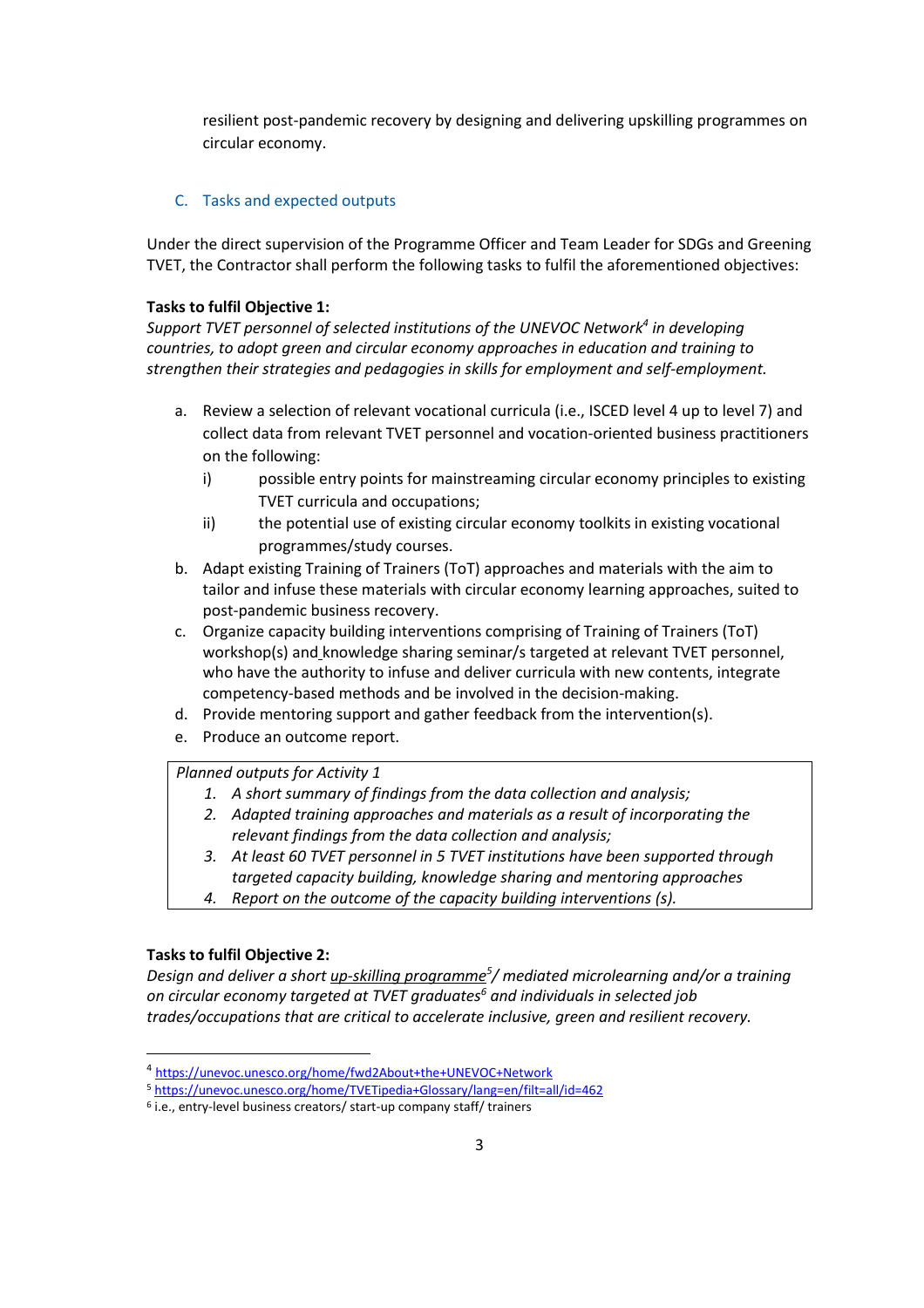resilient post-pandemic recovery by designing and delivering upskilling programmes on circular economy.

### C. Tasks and expected outputs

Under the direct supervision of the Programme Officer and Team Leader for SDGs and Greening TVET, the Contractor shall perform the following tasks to fulfil the aforementioned objectives:

**Tasks to fulfil Objective 1:**

*Support TVET personnel of selected institutions of the UNEVOC Network[4] in developing countries, to adopt green and circular economy approaches in education and training to strengthen their strategies and pedagogies in skills for employment and self-employment.*

a. Review a selection of relevant vocational curricula (i.e., ISCED level 4 up to level 7) and collect data from relevant TVET personnel and vocation-oriented business practitioners on the following:
   i) possible entry points for mainstreaming circular economy principles to existing TVET curricula and occupations;
   ii) the potential use of existing circular economy toolkits in existing vocational programmes/study courses.
b. Adapt existing Training of Trainers (ToT) approaches and materials with the aim to tailor and infuse these materials with circular economy learning approaches, suited to post-pandemic business recovery.
c. Organize capacity building interventions comprising of Training of Trainers (ToT) workshop(s) and knowledge sharing seminar/s targeted at relevant TVET personnel, who have the authority to infuse and deliver curricula with new contents, integrate competency-based methods and be involved in the decision-making.
d. Provide mentoring support and gather feedback from the intervention(s).
e. Produce an outcome report.

| *Planned outputs for Activity 1* |
|---|
| *1. A short summary of findings from the data collection and analysis;*<br>*2. Adapted training approaches and materials as a result of incorporating the relevant findings from the data collection and analysis;*<br>*3. At least 60 TVET personnel in 5 TVET institutions have been supported through targeted capacity building, knowledge sharing and mentoring approaches*<br>*4. Report on the outcome of the capacity building interventions (s).* |

**Tasks to fulfil Objective 2:**

*Design and deliver a short up-skilling programme[5]/ mediated microlearning and/or a training on circular economy targeted at TVET graduates[6] and individuals in selected job trades/occupations that are critical to accelerate inclusive, green and resilient recovery.*

---

[4] https://unevoc.unesco.org/home/fwd2About+the+UNEVOC+Network

[5] https://unevoc.unesco.org/home/TVETipedia+Glossary/lang=en/filt=all/id=462

[6] i.e., entry-level business creators/ start-up company staff/ trainers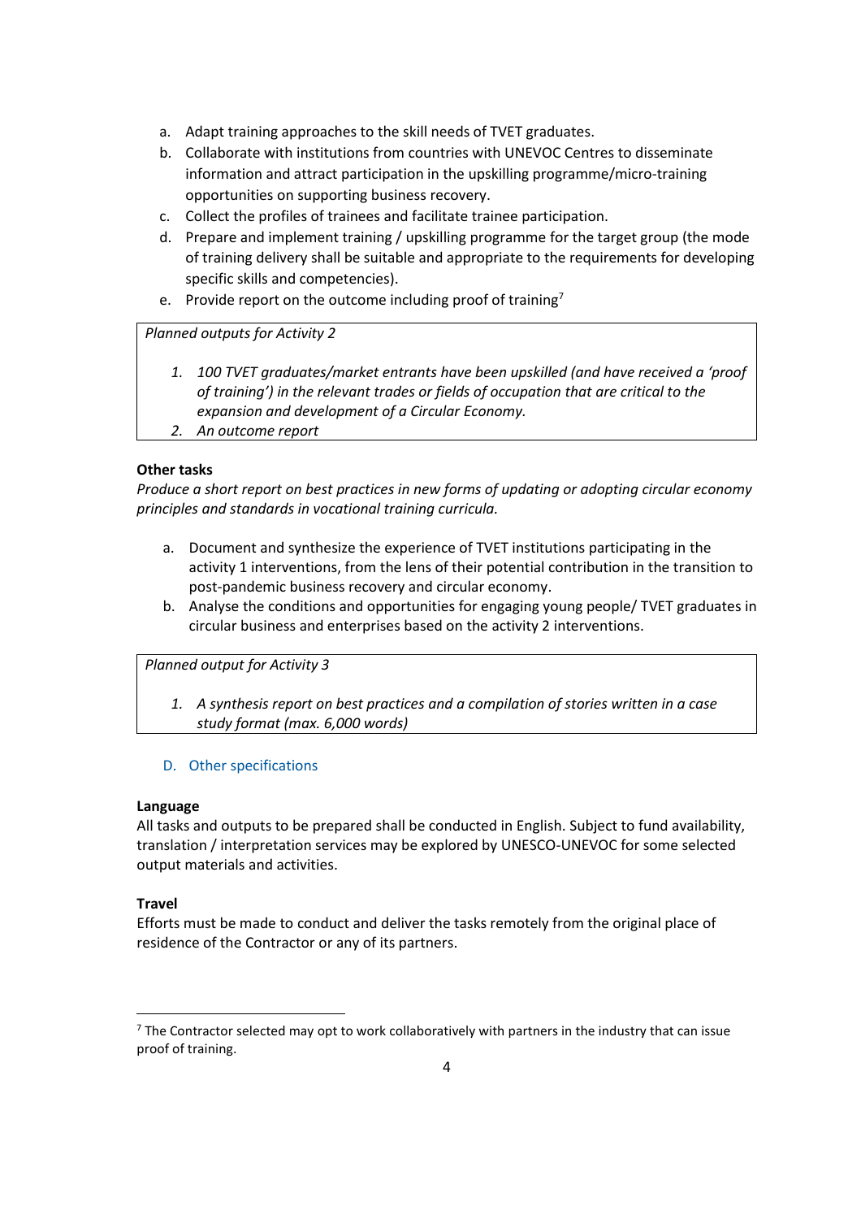a. Adapt training approaches to the skill needs of TVET graduates.
b. Collaborate with institutions from countries with UNEVOC Centres to disseminate information and attract participation in the upskilling programme/micro-training opportunities on supporting business recovery.
c. Collect the profiles of trainees and facilitate trainee participation.
d. Prepare and implement training / upskilling programme for the target group (the mode of training delivery shall be suitable and appropriate to the requirements for developing specific skills and competencies).
e. Provide report on the outcome including proof of training[7]

> *Planned outputs for Activity 2*
>
> 1. *100 TVET graduates/market entrants have been upskilled (and have received a 'proof of training') in the relevant trades or fields of occupation that are critical to the expansion and development of a Circular Economy.*
> 2. *An outcome report*

**Other tasks**

*Produce a short report on best practices in new forms of updating or adopting circular economy principles and standards in vocational training curricula.*

a. Document and synthesize the experience of TVET institutions participating in the activity 1 interventions, from the lens of their potential contribution in the transition to post-pandemic business recovery and circular economy.
b. Analyse the conditions and opportunities for engaging young people/ TVET graduates in circular business and enterprises based on the activity 2 interventions.

> *Planned output for Activity 3*
>
> 1. *A synthesis report on best practices and a compilation of stories written in a case study format (max. 6,000 words)*

### D. Other specifications

**Language**

All tasks and outputs to be prepared shall be conducted in English. Subject to fund availability, translation / interpretation services may be explored by UNESCO-UNEVOC for some selected output materials and activities.

**Travel**

Efforts must be made to conduct and deliver the tasks remotely from the original place of residence of the Contractor or any of its partners.

---

[7] The Contractor selected may opt to work collaboratively with partners in the industry that can issue proof of training.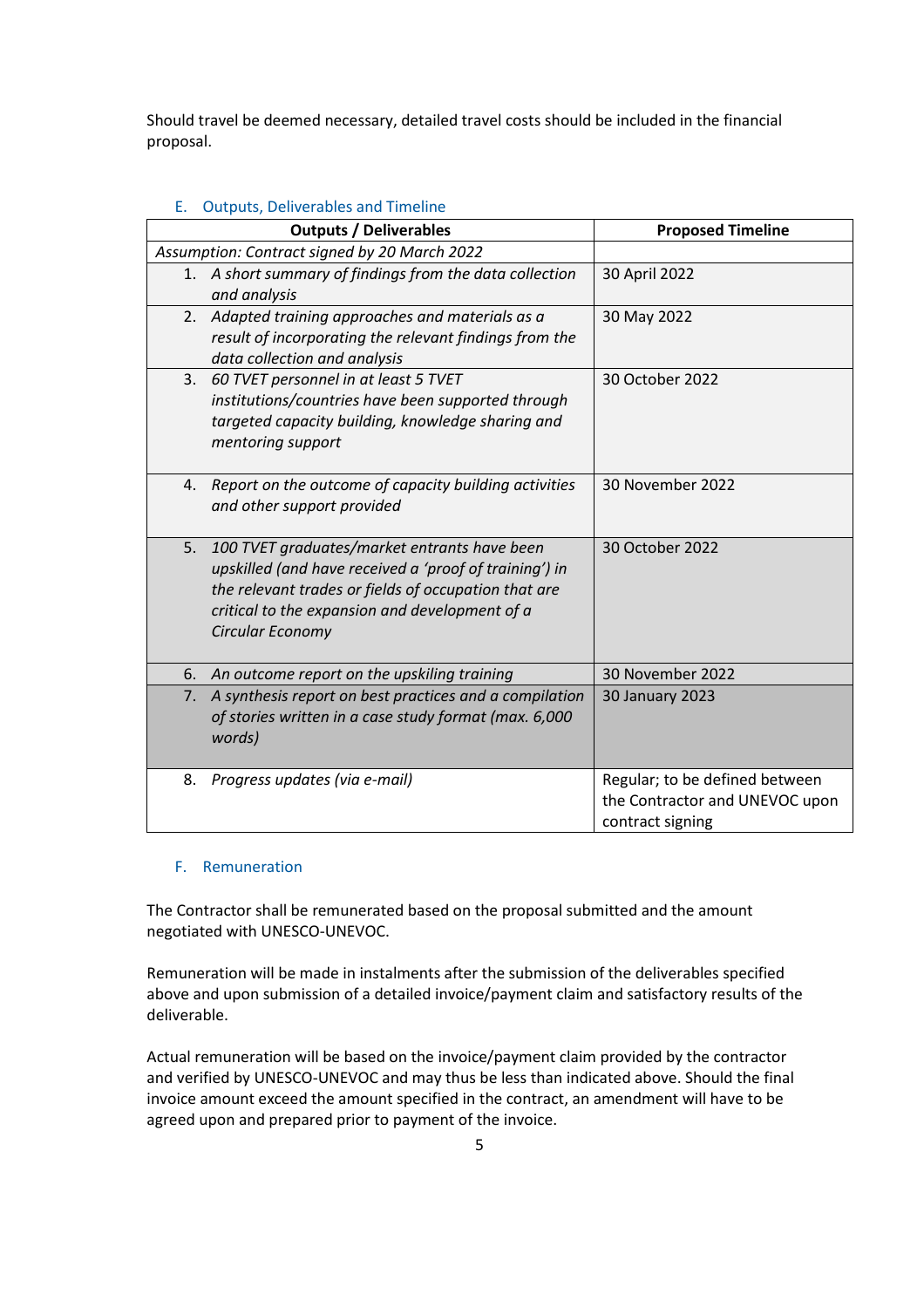Should travel be deemed necessary, detailed travel costs should be included in the financial proposal.

## E. Outputs, Deliverables and Timeline

| Outputs / Deliverables | Proposed Timeline |
|---|---|
| *Assumption: Contract signed by 20 March 2022* | |
| 1. *A short summary of findings from the data collection and analysis* | 30 April 2022 |
| 2. *Adapted training approaches and materials as a result of incorporating the relevant findings from the data collection and analysis* | 30 May 2022 |
| 3. *60 TVET personnel in at least 5 TVET institutions/countries have been supported through targeted capacity building, knowledge sharing and mentoring support* | 30 October 2022 |
| 4. *Report on the outcome of capacity building activities and other support provided* | 30 November 2022 |
| 5. *100 TVET graduates/market entrants have been upskilled (and have received a 'proof of training') in the relevant trades or fields of occupation that are critical to the expansion and development of a Circular Economy* | 30 October 2022 |
| 6. *An outcome report on the upskiling training* | 30 November 2022 |
| 7. *A synthesis report on best practices and a compilation of stories written in a case study format (max. 6,000 words)* | 30 January 2023 |
| 8. *Progress updates (via e-mail)* | Regular; to be defined between the Contractor and UNEVOC upon contract signing |

## F. Remuneration

The Contractor shall be remunerated based on the proposal submitted and the amount negotiated with UNESCO-UNEVOC.

Remuneration will be made in instalments after the submission of the deliverables specified above and upon submission of a detailed invoice/payment claim and satisfactory results of the deliverable.

Actual remuneration will be based on the invoice/payment claim provided by the contractor and verified by UNESCO-UNEVOC and may thus be less than indicated above. Should the final invoice amount exceed the amount specified in the contract, an amendment will have to be agreed upon and prepared prior to payment of the invoice.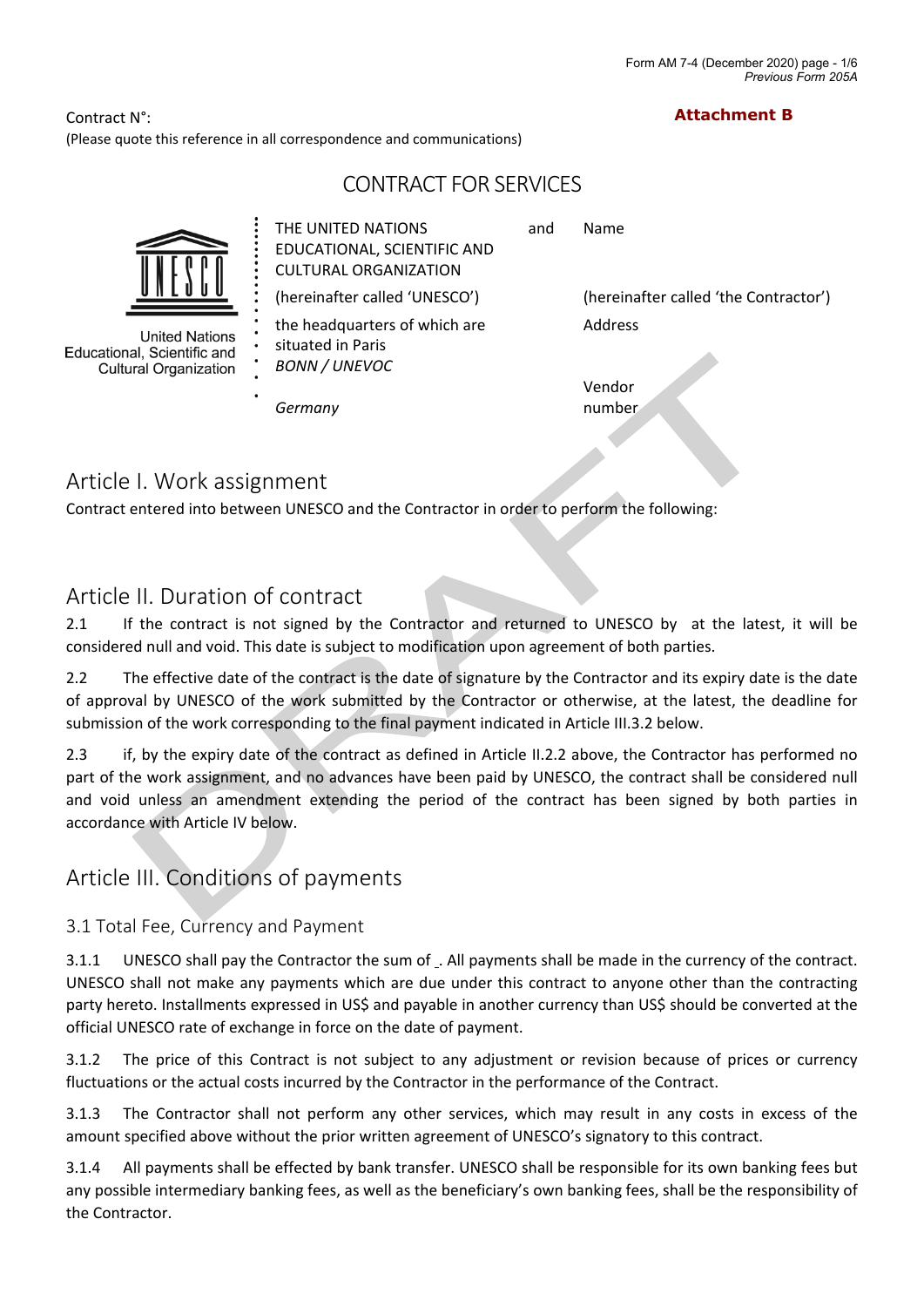**Attachment B**

Contract N°:
(Please quote this reference in all correspondence and communications)

# CONTRACT FOR SERVICES

| | | | |
|---|---|---|---|
| United Nations Educational, Scientific and Cultural Organization | THE UNITED NATIONS EDUCATIONAL, SCIENTIFIC AND CULTURAL ORGANIZATION | and | Name |
| | (hereinafter called 'UNESCO') | | (hereinafter called 'the Contractor') |
| | the headquarters of which are situated in Paris *BONN / UNEVOC* | | Address |
| | *Germany* | | Vendor number |

## Article I. Work assignment

Contract entered into between UNESCO and the Contractor in order to perform the following:

## Article II. Duration of contract

2.1 If the contract is not signed by the Contractor and returned to UNESCO by at the latest, it will be considered null and void. This date is subject to modification upon agreement of both parties.

2.2 The effective date of the contract is the date of signature by the Contractor and its expiry date is the date of approval by UNESCO of the work submitted by the Contractor or otherwise, at the latest, the deadline for submission of the work corresponding to the final payment indicated in Article III.3.2 below.

2.3 if, by the expiry date of the contract as defined in Article II.2.2 above, the Contractor has performed no part of the work assignment, and no advances have been paid by UNESCO, the contract shall be considered null and void unless an amendment extending the period of the contract has been signed by both parties in accordance with Article IV below.

## Article III. Conditions of payments

### 3.1 Total Fee, Currency and Payment

3.1.1 UNESCO shall pay the Contractor the sum of _. All payments shall be made in the currency of the contract. UNESCO shall not make any payments which are due under this contract to anyone other than the contracting party hereto. Installments expressed in US$ and payable in another currency than US$ should be converted at the official UNESCO rate of exchange in force on the date of payment.

3.1.2 The price of this Contract is not subject to any adjustment or revision because of prices or currency fluctuations or the actual costs incurred by the Contractor in the performance of the Contract.

3.1.3 The Contractor shall not perform any other services, which may result in any costs in excess of the amount specified above without the prior written agreement of UNESCO's signatory to this contract.

3.1.4 All payments shall be effected by bank transfer. UNESCO shall be responsible for its own banking fees but any possible intermediary banking fees, as well as the beneficiary's own banking fees, shall be the responsibility of the Contractor.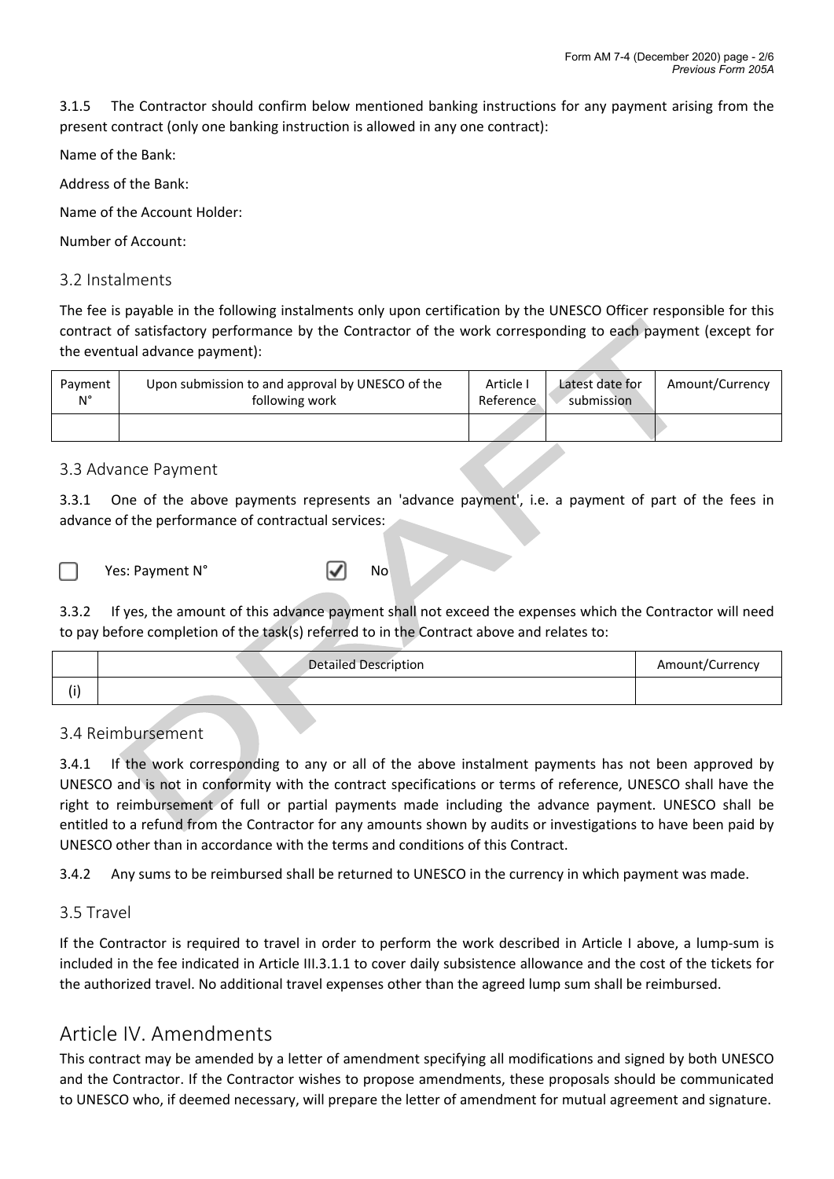3.1.5 The Contractor should confirm below mentioned banking instructions for any payment arising from the present contract (only one banking instruction is allowed in any one contract):

Name of the Bank:

Address of the Bank:

Name of the Account Holder:

Number of Account:

### 3.2 Instalments

The fee is payable in the following instalments only upon certification by the UNESCO Officer responsible for this contract of satisfactory performance by the Contractor of the work corresponding to each payment (except for the eventual advance payment):

| Payment N° | Upon submission to and approval by UNESCO of the following work | Article I Reference | Latest date for submission | Amount/Currency |
|---|---|---|---|---|
| | | | | |

### 3.3 Advance Payment

3.3.1 One of the above payments represents an 'advance payment', i.e. a payment of part of the fees in advance of the performance of contractual services:

☐ Yes: Payment N° ☑ No

3.3.2 If yes, the amount of this advance payment shall not exceed the expenses which the Contractor will need to pay before completion of the task(s) referred to in the Contract above and relates to:

| | Detailed Description | Amount/Currency |
|---|---|---|
| (i) | | |

### 3.4 Reimbursement

3.4.1 If the work corresponding to any or all of the above instalment payments has not been approved by UNESCO and is not in conformity with the contract specifications or terms of reference, UNESCO shall have the right to reimbursement of full or partial payments made including the advance payment. UNESCO shall be entitled to a refund from the Contractor for any amounts shown by audits or investigations to have been paid by UNESCO other than in accordance with the terms and conditions of this Contract.

3.4.2 Any sums to be reimbursed shall be returned to UNESCO in the currency in which payment was made.

### 3.5 Travel

If the Contractor is required to travel in order to perform the work described in Article I above, a lump-sum is included in the fee indicated in Article III.3.1.1 to cover daily subsistence allowance and the cost of the tickets for the authorized travel. No additional travel expenses other than the agreed lump sum shall be reimbursed.

## Article IV. Amendments

This contract may be amended by a letter of amendment specifying all modifications and signed by both UNESCO and the Contractor. If the Contractor wishes to propose amendments, these proposals should be communicated to UNESCO who, if deemed necessary, will prepare the letter of amendment for mutual agreement and signature.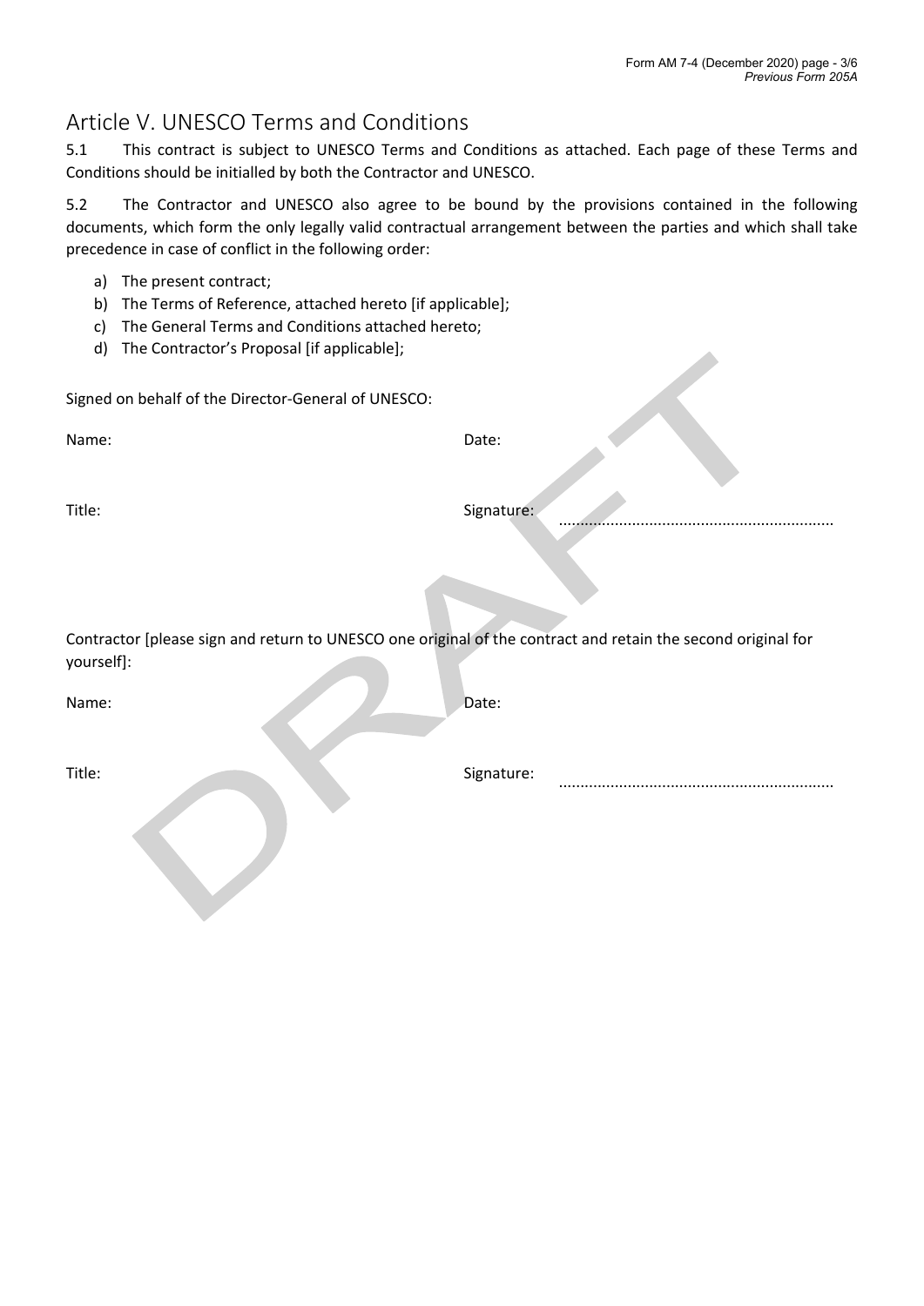## Article V. UNESCO Terms and Conditions

5.1 This contract is subject to UNESCO Terms and Conditions as attached. Each page of these Terms and Conditions should be initialled by both the Contractor and UNESCO.

5.2 The Contractor and UNESCO also agree to be bound by the provisions contained in the following documents, which form the only legally valid contractual arrangement between the parties and which shall take precedence in case of conflict in the following order:

a) The present contract;
b) The Terms of Reference, attached hereto [if applicable];
c) The General Terms and Conditions attached hereto;
d) The Contractor's Proposal [if applicable];

Signed on behalf of the Director-General of UNESCO:

Name: Date:

Title: Signature: ..............................................................

Contractor [please sign and return to UNESCO one original of the contract and retain the second original for yourself]:

Name: Date:

Title: Signature: ..............................................................

DRAFT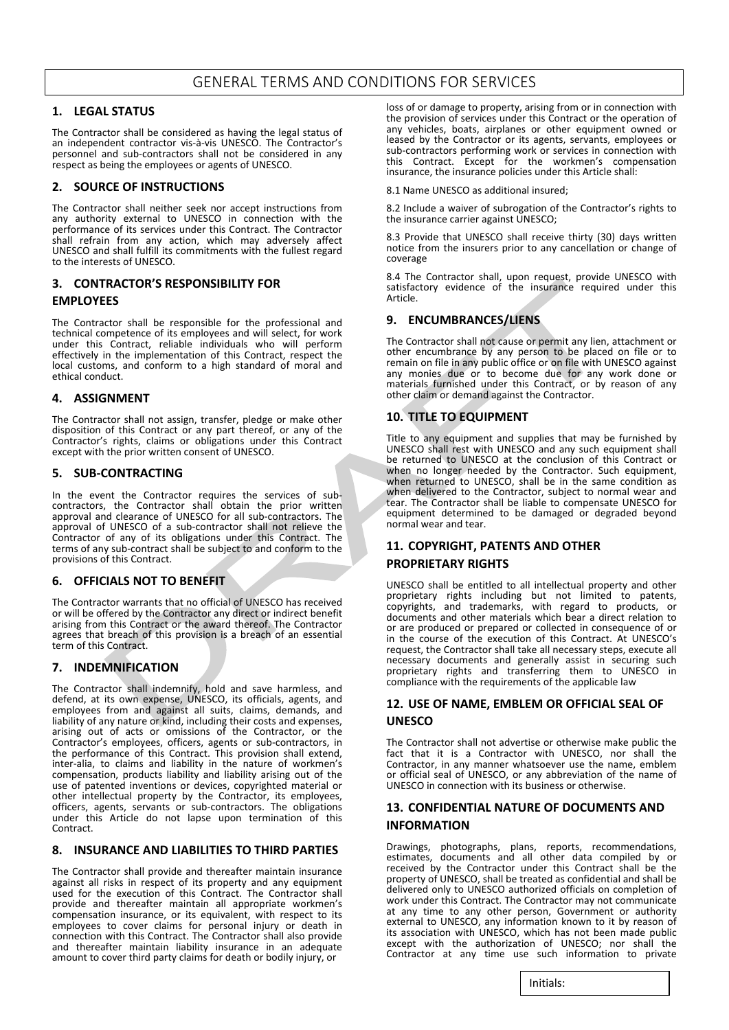# GENERAL TERMS AND CONDITIONS FOR SERVICES

## 1. LEGAL STATUS

The Contractor shall be considered as having the legal status of an independent contractor vis-à-vis UNESCO. The Contractor's personnel and sub-contractors shall not be considered in any respect as being the employees or agents of UNESCO.

## 2. SOURCE OF INSTRUCTIONS

The Contractor shall neither seek nor accept instructions from any authority external to UNESCO in connection with the performance of its services under this Contract. The Contractor shall refrain from any action, which may adversely affect UNESCO and shall fulfill its commitments with the fullest regard to the interests of UNESCO.

## 3. CONTRACTOR'S RESPONSIBILITY FOR EMPLOYEES

The Contractor shall be responsible for the professional and technical competence of its employees and will select, for work under this Contract, reliable individuals who will perform effectively in the implementation of this Contract, respect the local customs, and conform to a high standard of moral and ethical conduct.

## 4. ASSIGNMENT

The Contractor shall not assign, transfer, pledge or make other disposition of this Contract or any part thereof, or any of the Contractor's rights, claims or obligations under this Contract except with the prior written consent of UNESCO.

## 5. SUB-CONTRACTING

In the event the Contractor requires the services of sub-contractors, the Contractor shall obtain the prior written approval and clearance of UNESCO for all sub-contractors. The approval of UNESCO of a sub-contractor shall not relieve the Contractor of any of its obligations under this Contract. The terms of any sub-contract shall be subject to and conform to the provisions of this Contract.

## 6. OFFICIALS NOT TO BENEFIT

The Contractor warrants that no official of UNESCO has received or will be offered by the Contractor any direct or indirect benefit arising from this Contract or the award thereof. The Contractor agrees that breach of this provision is a breach of an essential term of this Contract.

## 7. INDEMNIFICATION

The Contractor shall indemnify, hold and save harmless, and defend, at its own expense, UNESCO, its officials, agents, and employees from and against all suits, claims, demands, and liability of any nature or kind, including their costs and expenses, arising out of acts or omissions of the Contractor, or the Contractor's employees, officers, agents or sub-contractors, in the performance of this Contract. This provision shall extend, inter-alia, to claims and liability in the nature of workmen's compensation, products liability and liability arising out of the use of patented inventions or devices, copyrighted material or other intellectual property by the Contractor, its employees, officers, agents, servants or sub-contractors. The obligations under this Article do not lapse upon termination of this Contract.

## 8. INSURANCE AND LIABILITIES TO THIRD PARTIES

The Contractor shall provide and thereafter maintain insurance against all risks in respect of its property and any equipment used for the execution of this Contract. The Contractor shall provide and thereafter maintain all appropriate workmen's compensation insurance, or its equivalent, with respect to its employees to cover claims for personal injury or death in connection with this Contract. The Contractor shall also provide and thereafter maintain liability insurance in an adequate amount to cover third party claims for death or bodily injury, or loss of or damage to property, arising from or in connection with the provision of services under this Contract or the operation of any vehicles, boats, airplanes or other equipment owned or leased by the Contractor or its agents, servants, employees or sub-contractors performing work or services in connection with this Contract. Except for the workmen's compensation insurance, the insurance policies under this Article shall:

8.1 Name UNESCO as additional insured;

8.2 Include a waiver of subrogation of the Contractor's rights to the insurance carrier against UNESCO;

8.3 Provide that UNESCO shall receive thirty (30) days written notice from the insurers prior to any cancellation or change of coverage

8.4 The Contractor shall, upon request, provide UNESCO with satisfactory evidence of the insurance required under this Article.

## 9. ENCUMBRANCES/LIENS

The Contractor shall not cause or permit any lien, attachment or other encumbrance by any person to be placed on file or to remain on file in any public office or on file with UNESCO against any monies due or to become due for any work done or materials furnished under this Contract, or by reason of any other claim or demand against the Contractor.

## 10. TITLE TO EQUIPMENT

Title to any equipment and supplies that may be furnished by UNESCO shall rest with UNESCO and any such equipment shall be returned to UNESCO at the conclusion of this Contract or when no longer needed by the Contractor. Such equipment, when returned to UNESCO, shall be in the same condition as when delivered to the Contractor, subject to normal wear and tear. The Contractor shall be liable to compensate UNESCO for equipment determined to be damaged or degraded beyond normal wear and tear.

## 11. COPYRIGHT, PATENTS AND OTHER PROPRIETARY RIGHTS

UNESCO shall be entitled to all intellectual property and other proprietary rights including but not limited to patents, copyrights, and trademarks, with regard to products, or documents and other materials which bear a direct relation to or are produced or prepared or collected in consequence of or in the course of the execution of this Contract. At UNESCO's request, the Contractor shall take all necessary steps, execute all necessary documents and generally assist in securing such proprietary rights and transferring them to UNESCO in compliance with the requirements of the applicable law

## 12. USE OF NAME, EMBLEM OR OFFICIAL SEAL OF UNESCO

The Contractor shall not advertise or otherwise make public the fact that it is a Contractor with UNESCO, nor shall the Contractor, in any manner whatsoever use the name, emblem or official seal of UNESCO, or any abbreviation of the name of UNESCO in connection with its business or otherwise.

## 13. CONFIDENTIAL NATURE OF DOCUMENTS AND INFORMATION

Drawings, photographs, plans, reports, recommendations, estimates, documents and all other data compiled by or received by the Contractor under this Contract shall be the property of UNESCO, shall be treated as confidential and shall be delivered only to UNESCO authorized officials on completion of work under this Contract. The Contractor may not communicate at any time to any other person, Government or authority external to UNESCO, any information known to it by reason of its association with UNESCO, which has not been made public except with the authorization of UNESCO; nor shall the Contractor at any time use such information to private

Initials: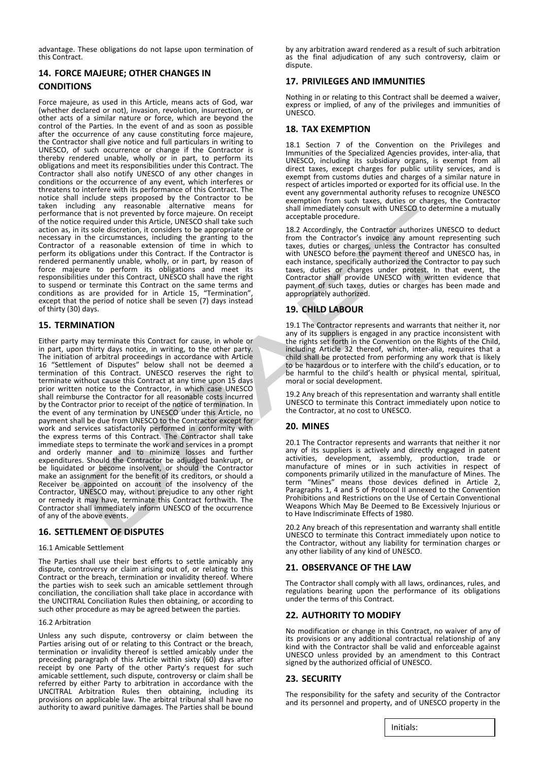advantage. These obligations do not lapse upon termination of this Contract.

## 14. FORCE MAJEURE; OTHER CHANGES IN CONDITIONS

Force majeure, as used in this Article, means acts of God, war (whether declared or not), invasion, revolution, insurrection, or other acts of a similar nature or force, which are beyond the control of the Parties. In the event of and as soon as possible after the occurrence of any cause constituting force majeure, the Contractor shall give notice and full particulars in writing to UNESCO, of such occurrence or change if the Contractor is thereby rendered unable, wholly or in part, to perform its obligations and meet its responsibilities under this Contract. The Contractor shall also notify UNESCO of any other changes in conditions or the occurrence of any event, which interferes or threatens to interfere with its performance of this Contract. The notice shall include steps proposed by the Contractor to be taken including any reasonable alternative means for performance that is not prevented by force majeure. On receipt of the notice required under this Article, UNESCO shall take such action as, in its sole discretion, it considers to be appropriate or necessary in the circumstances, including the granting to the Contractor of a reasonable extension of time in which to perform its obligations under this Contract. If the Contractor is rendered permanently unable, wholly, or in part, by reason of force majeure to perform its obligations and meet its responsibilities under this Contract, UNESCO shall have the right to suspend or terminate this Contract on the same terms and conditions as are provided for in Article 15, "Termination", except that the period of notice shall be seven (7) days instead of thirty (30) days.

## 15. TERMINATION

Either party may terminate this Contract for cause, in whole or in part, upon thirty days notice, in writing, to the other party. The initiation of arbitral proceedings in accordance with Article 16 "Settlement of Disputes" below shall not be deemed a termination of this Contract. UNESCO reserves the right to terminate without cause this Contract at any time upon 15 days prior written notice to the Contractor, in which case UNESCO shall reimburse the Contractor for all reasonable costs incurred by the Contractor prior to receipt of the notice of termination. In the event of any termination by UNESCO under this Article, no payment shall be due from UNESCO to the Contractor except for work and services satisfactorily performed in conformity with the express terms of this Contract. The Contractor shall take immediate steps to terminate the work and services in a prompt and orderly manner and to minimize losses and further expenditures. Should the Contractor be adjudged bankrupt, or be liquidated or become insolvent, or should the Contractor make an assignment for the benefit of its creditors, or should a Receiver be appointed on account of the insolvency of the Contractor, UNESCO may, without prejudice to any other right or remedy it may have, terminate this Contract forthwith. The Contractor shall immediately inform UNESCO of the occurrence of any of the above events.

## 16. SETTLEMENT OF DISPUTES

16.1 Amicable Settlement

The Parties shall use their best efforts to settle amicably any dispute, controversy or claim arising out of, or relating to this Contract or the breach, termination or invalidity thereof. Where the parties wish to seek such an amicable settlement through conciliation, the conciliation shall take place in accordance with the UNCITRAL Conciliation Rules then obtaining, or according to such other procedure as may be agreed between the parties.

16.2 Arbitration

Unless any such dispute, controversy or claim between the Parties arising out of or relating to this Contract or the breach, termination or invalidity thereof is settled amicably under the preceding paragraph of this Article within sixty (60) days after receipt by one Party of the other Party's request for such amicable settlement, such dispute, controversy or claim shall be referred by either Party to arbitration in accordance with the UNCITRAL Arbitration Rules then obtaining, including its provisions on applicable law. The arbitral tribunal shall have no authority to award punitive damages. The Parties shall be bound by any arbitration award rendered as a result of such arbitration as the final adjudication of any such controversy, claim or dispute.

## 17. PRIVILEGES AND IMMUNITIES

Nothing in or relating to this Contract shall be deemed a waiver, express or implied, of any of the privileges and immunities of UNESCO.

## 18. TAX EXEMPTION

18.1 Section 7 of the Convention on the Privileges and Immunities of the Specialized Agencies provides, inter-alia, that UNESCO, including its subsidiary organs, is exempt from all direct taxes, except charges for public utility services, and is exempt from customs duties and charges of a similar nature in respect of articles imported or exported for its official use. In the event any governmental authority refuses to recognize UNESCO exemption from such taxes, duties or charges, the Contractor shall immediately consult with UNESCO to determine a mutually acceptable procedure.

18.2 Accordingly, the Contractor authorizes UNESCO to deduct from the Contractor's invoice any amount representing such taxes, duties or charges, unless the Contractor has consulted with UNESCO before the payment thereof and UNESCO has, in each instance, specifically authorized the Contractor to pay such taxes, duties or charges under protest. In that event, the Contractor shall provide UNESCO with written evidence that payment of such taxes, duties or charges has been made and appropriately authorized.

## 19. CHILD LABOUR

19.1 The Contractor represents and warrants that neither it, nor any of its suppliers is engaged in any practice inconsistent with the rights set forth in the Convention on the Rights of the Child, including Article 32 thereof, which, inter-alia, requires that a child shall be protected from performing any work that is likely to be hazardous or to interfere with the child's education, or to be harmful to the child's health or physical mental, spiritual, moral or social development.

19.2 Any breach of this representation and warranty shall entitle UNESCO to terminate this Contract immediately upon notice to the Contractor, at no cost to UNESCO.

## 20. MINES

20.1 The Contractor represents and warrants that neither it nor any of its suppliers is actively and directly engaged in patent activities, development, assembly, production, trade or manufacture of mines or in such activities in respect of components primarily utilized in the manufacture of Mines. The term "Mines" means those devices defined in Article 2, Paragraphs 1, 4 and 5 of Protocol II annexed to the Convention Prohibitions and Restrictions on the Use of Certain Conventional Weapons Which May Be Deemed to Be Excessively Injurious or to Have Indiscriminate Effects of 1980.

20.2 Any breach of this representation and warranty shall entitle UNESCO to terminate this Contract immediately upon notice to the Contractor, without any liability for termination charges or any other liability of any kind of UNESCO.

## 21. OBSERVANCE OF THE LAW

The Contractor shall comply with all laws, ordinances, rules, and regulations bearing upon the performance of its obligations under the terms of this Contract.

## 22. AUTHORITY TO MODIFY

No modification or change in this Contract, no waiver of any of its provisions or any additional contractual relationship of any kind with the Contractor shall be valid and enforceable against UNESCO unless provided by an amendment to this Contract signed by the authorized official of UNESCO.

## 23. SECURITY

The responsibility for the safety and security of the Contractor and its personnel and property, and of UNESCO property in the

Initials: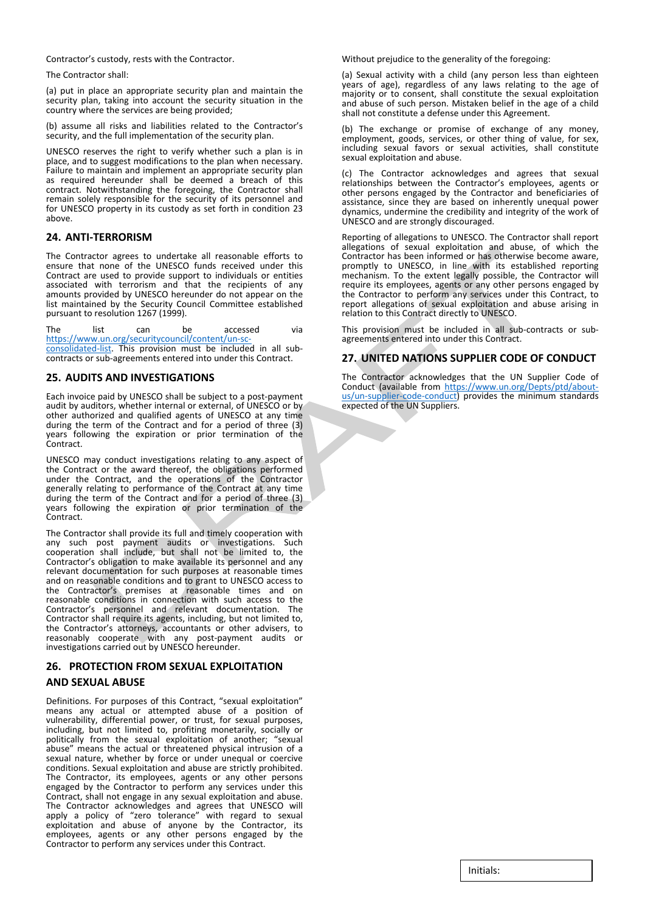Contractor's custody, rests with the Contractor.

The Contractor shall:

(a) put in place an appropriate security plan and maintain the security plan, taking into account the security situation in the country where the services are being provided;

(b) assume all risks and liabilities related to the Contractor's security, and the full implementation of the security plan.

UNESCO reserves the right to verify whether such a plan is in place, and to suggest modifications to the plan when necessary. Failure to maintain and implement an appropriate security plan as required hereunder shall be deemed a breach of this contract. Notwithstanding the foregoing, the Contractor shall remain solely responsible for the security of its personnel and for UNESCO property in its custody as set forth in condition 23 above.

## 24. ANTI-TERRORISM

The Contractor agrees to undertake all reasonable efforts to ensure that none of the UNESCO funds received under this Contract are used to provide support to individuals or entities associated with terrorism and that the recipients of any amounts provided by UNESCO hereunder do not appear on the list maintained by the Security Council Committee established pursuant to resolution 1267 (1999).

The list can be accessed via [https://www.un.org/securitycouncil/content/un-sc-consolidated-list](https://www.un.org/securitycouncil/content/un-sc-consolidated-list). This provision must be included in all sub-contracts or sub-agreements entered into under this Contract.

## 25. AUDITS AND INVESTIGATIONS

Each invoice paid by UNESCO shall be subject to a post-payment audit by auditors, whether internal or external, of UNESCO or by other authorized and qualified agents of UNESCO at any time during the term of the Contract and for a period of three (3) years following the expiration or prior termination of the Contract.

UNESCO may conduct investigations relating to any aspect of the Contract or the award thereof, the obligations performed under the Contract, and the operations of the Contractor generally relating to performance of the Contract at any time during the term of the Contract and for a period of three (3) years following the expiration or prior termination of the Contract.

The Contractor shall provide its full and timely cooperation with any such post payment audits or investigations. Such cooperation shall include, but shall not be limited to, the Contractor's obligation to make available its personnel and any relevant documentation for such purposes at reasonable times and on reasonable conditions and to grant to UNESCO access to the Contractor's premises at reasonable times and on reasonable conditions in connection with such access to the Contractor's personnel and relevant documentation. The Contractor shall require its agents, including, but not limited to, the Contractor's attorneys, accountants or other advisers, to reasonably cooperate with any post-payment audits or investigations carried out by UNESCO hereunder.

## 26. PROTECTION FROM SEXUAL EXPLOITATION AND SEXUAL ABUSE

Definitions. For purposes of this Contract, "sexual exploitation" means any actual or attempted abuse of a position of vulnerability, differential power, or trust, for sexual purposes, including, but not limited to, profiting monetarily, socially or politically from the sexual exploitation of another; "sexual abuse" means the actual or threatened physical intrusion of a sexual nature, whether by force or under unequal or coercive conditions. Sexual exploitation and abuse are strictly prohibited. The Contractor, its employees, agents or any other persons engaged by the Contractor to perform any services under this Contract, shall not engage in any sexual exploitation and abuse. The Contractor acknowledges and agrees that UNESCO will apply a policy of "zero tolerance" with regard to sexual exploitation and abuse of anyone by the Contractor, its employees, agents or any other persons engaged by the Contractor to perform any services under this Contract.

Without prejudice to the generality of the foregoing:

(a) Sexual activity with a child (any person less than eighteen years of age), regardless of any laws relating to the age of majority or to consent, shall constitute the sexual exploitation and abuse of such person. Mistaken belief in the age of a child shall not constitute a defense under this Agreement.

(b) The exchange or promise of exchange of any money, employment, goods, services, or other thing of value, for sex, including sexual favors or sexual activities, shall constitute sexual exploitation and abuse.

(c) The Contractor acknowledges and agrees that sexual relationships between the Contractor's employees, agents or other persons engaged by the Contractor and beneficiaries of assistance, since they are based on inherently unequal power dynamics, undermine the credibility and integrity of the work of UNESCO and are strongly discouraged.

Reporting of allegations to UNESCO. The Contractor shall report allegations of sexual exploitation and abuse, of which the Contractor has been informed or has otherwise become aware, promptly to UNESCO, in line with its established reporting mechanism. To the extent legally possible, the Contractor will require its employees, agents or any other persons engaged by the Contractor to perform any services under this Contract, to report allegations of sexual exploitation and abuse arising in relation to this Contract directly to UNESCO.

This provision must be included in all sub-contracts or sub-agreements entered into under this Contract.

## 27. UNITED NATIONS SUPPLIER CODE OF CONDUCT

The Contractor acknowledges that the UN Supplier Code of Conduct (available from [https://www.un.org/Depts/ptd/about-us/un-supplier-code-conduct](https://www.un.org/Depts/ptd/about-us/un-supplier-code-conduct)) provides the minimum standards expected of the UN Suppliers.

Initials: